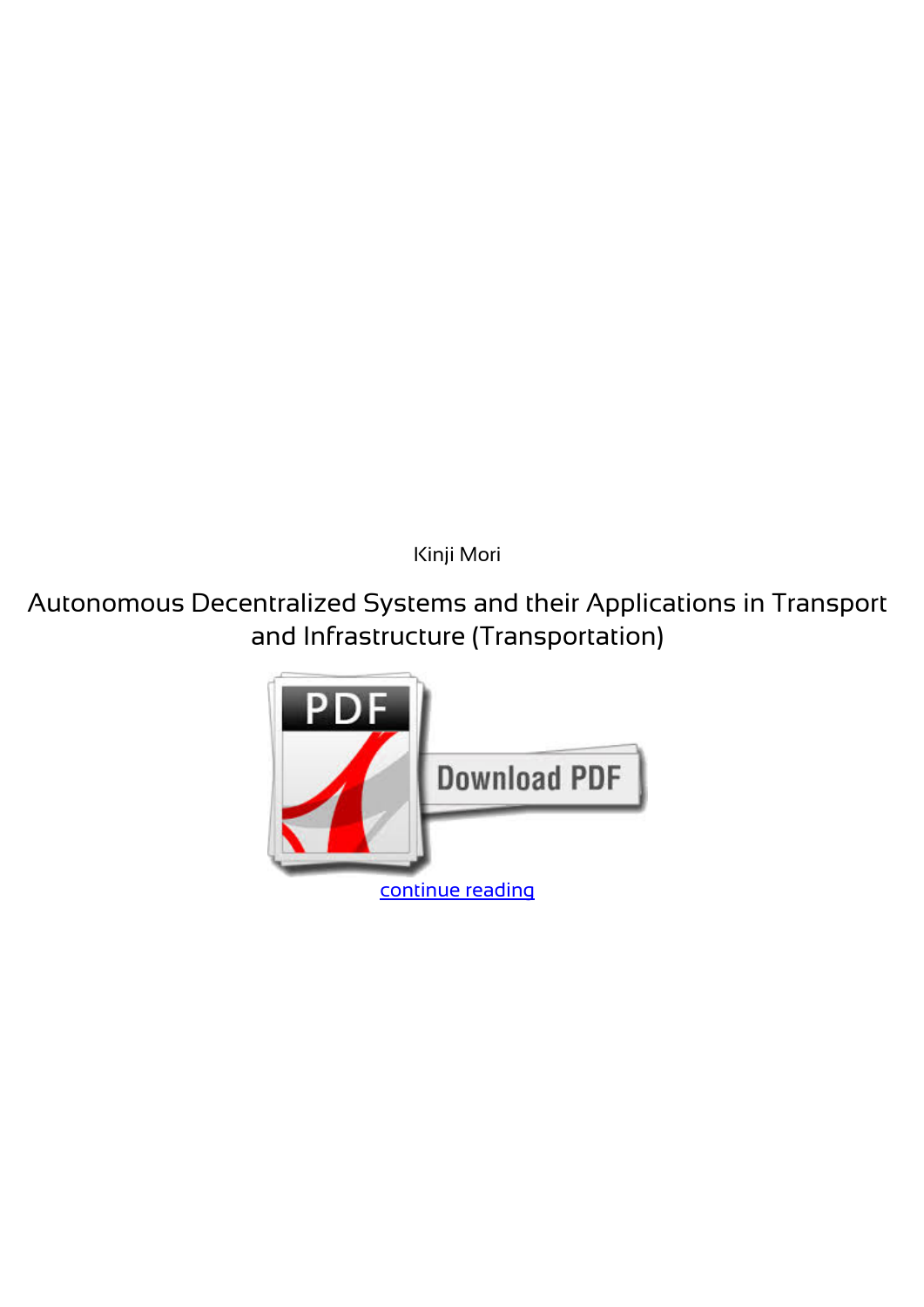Kinji Mori

Autonomous Decentralized Systems and their Applications in Transport and Infrastructure (Transportation)

continue reading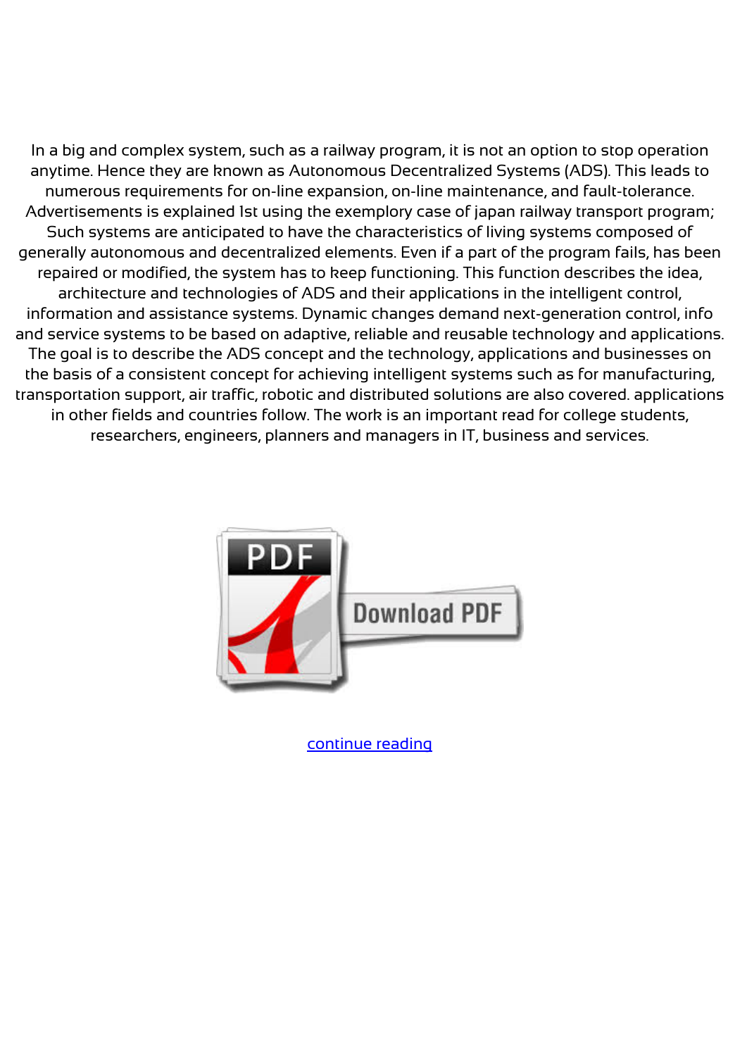In a big and complex system, such as a railway program, it is not an option to stop operation anytime. Hence they are known as Autonomous Decentralized Systems (ADS). This leads to numerous requirements for on-line expansion, on-line maintenance, and fault-tolerance. Advertisements is explained 1st using the exemplory case of japan railway transport program; Such systems are anticipated to have the characteristics of living systems composed of generally autonomous and decentralized elements. Even if a part of the program fails, has been repaired or modified, the system has to keep functioning. This function describes the idea, architecture and technologies of ADS and their applications in the intelligent control, information and assistance systems. Dynamic changes demand next-generation control, info and service systems to be based on adaptive, reliable and reusable technology and applications. The goal is to describe the ADS concept and the technology, applications and businesses on the basis of a consistent concept for achieving intelligent systems such as for manufacturing, transportation support, air traffic, robotic and distributed solutions are also covered. applications in other fields and countries follow. The work is an important read for college students, researchers, engineers, planners and managers in IT, business and services.

Download PDF

continue reading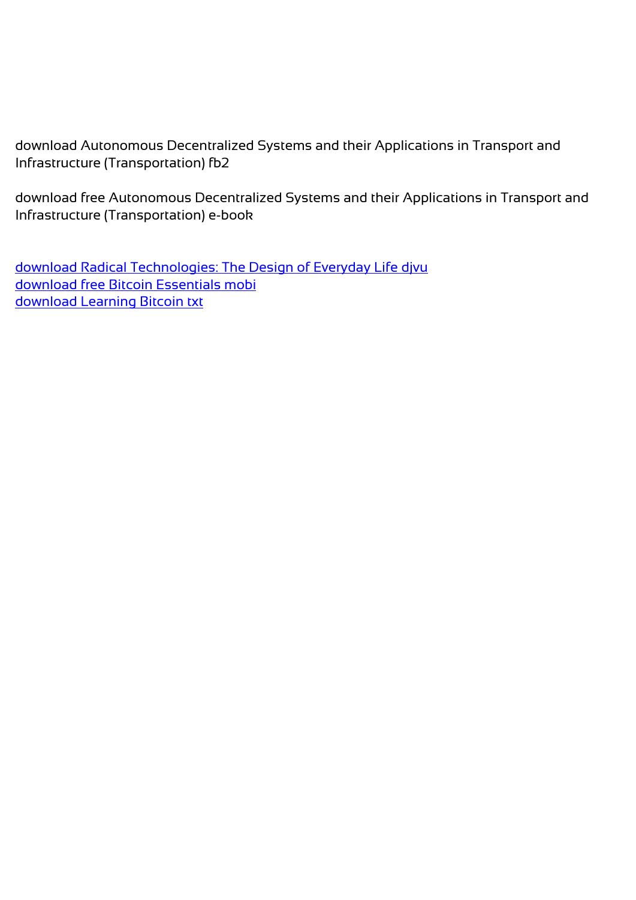download Autonomous Decentralized Systems and their Applications in Transport and Infrastructure (Transportation) fb2

download free Autonomous Decentralized Systems and their Applications in Transport and Infrastructure (Transportation) e-book

download Radical Technologies: The Design of Everyday Life djvu
download free Bitcoin Essentials mobi
download Learning Bitcoin txt